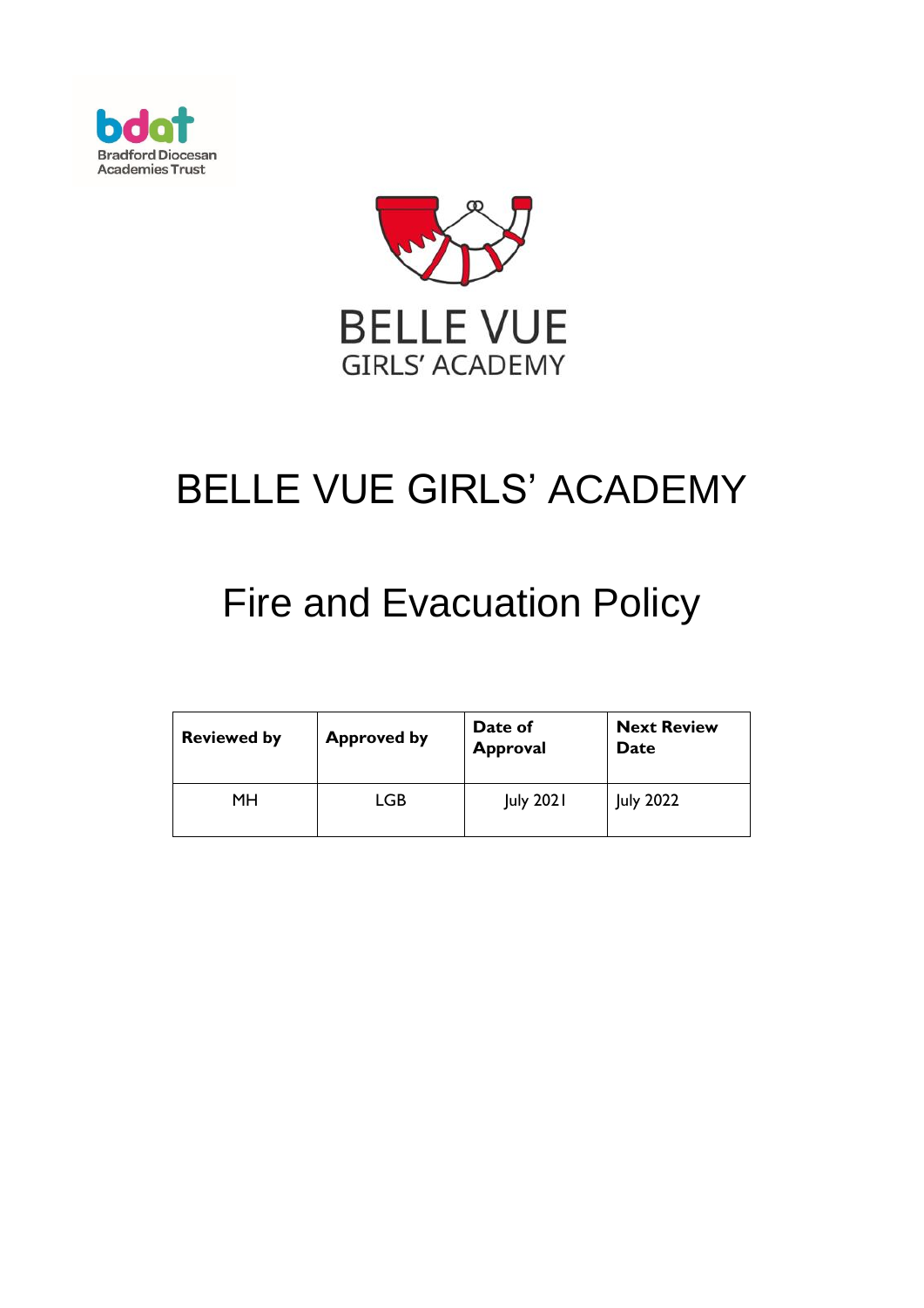# BELLE VUE GIRLS' ACADEMY

# Fire and Evacuation Policy

| Reviewed by | Approved by | Date of Approval | Next Review Date |
|---|---|---|---|
| MH | LGB | July 2021 | July 2022 |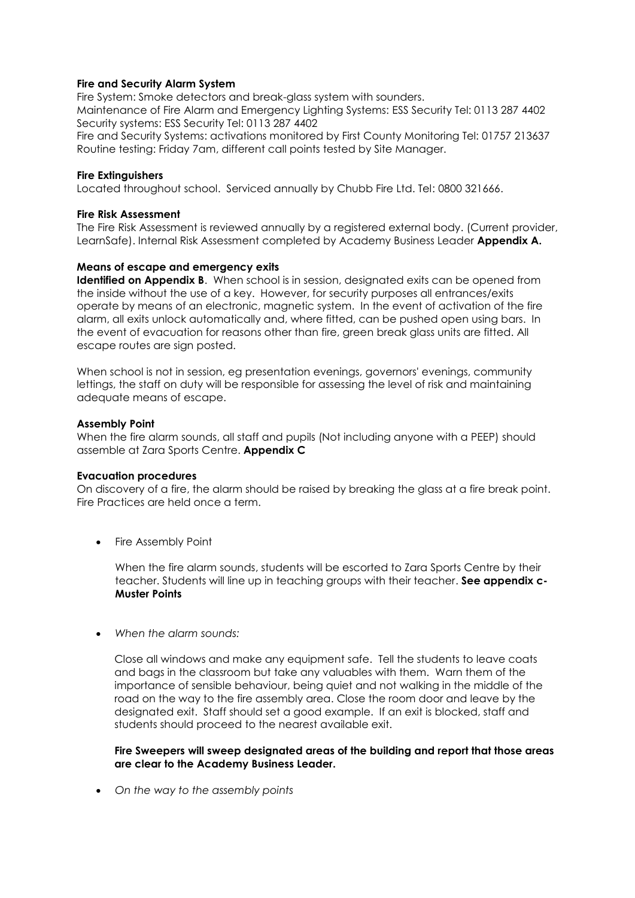**Fire and Security Alarm System**

Fire System: Smoke detectors and break-glass system with sounders.
Maintenance of Fire Alarm and Emergency Lighting Systems: ESS Security Tel: 0113 287 4402
Security systems: ESS Security Tel: 0113 287 4402
Fire and Security Systems: activations monitored by First County Monitoring Tel: 01757 213637
Routine testing: Friday 7am, different call points tested by Site Manager.

**Fire Extinguishers**

Located throughout school. Serviced annually by Chubb Fire Ltd. Tel: 0800 321666.

**Fire Risk Assessment**

The Fire Risk Assessment is reviewed annually by a registered external body. (Current provider, LearnSafe). Internal Risk Assessment completed by Academy Business Leader **Appendix A.**

**Means of escape and emergency exits**

**Identified on Appendix B**. When school is in session, designated exits can be opened from the inside without the use of a key. However, for security purposes all entrances/exits operate by means of an electronic, magnetic system. In the event of activation of the fire alarm, all exits unlock automatically and, where fitted, can be pushed open using bars. In the event of evacuation for reasons other than fire, green break glass units are fitted. All escape routes are sign posted.

When school is not in session, eg presentation evenings, governors' evenings, community lettings, the staff on duty will be responsible for assessing the level of risk and maintaining adequate means of escape.

**Assembly Point**

When the fire alarm sounds, all staff and pupils (Not including anyone with a PEEP) should assemble at Zara Sports Centre. **Appendix C**

**Evacuation procedures**

On discovery of a fire, the alarm should be raised by breaking the glass at a fire break point. Fire Practices are held once a term.

- Fire Assembly Point

  When the fire alarm sounds, students will be escorted to Zara Sports Centre by their teacher. Students will line up in teaching groups with their teacher. **See appendix c- Muster Points**

- *When the alarm sounds:*

  Close all windows and make any equipment safe. Tell the students to leave coats and bags in the classroom but take any valuables with them. Warn them of the importance of sensible behaviour, being quiet and not walking in the middle of the road on the way to the fire assembly area. Close the room door and leave by the designated exit. Staff should set a good example. If an exit is blocked, staff and students should proceed to the nearest available exit.

  **Fire Sweepers will sweep designated areas of the building and report that those areas are clear to the Academy Business Leader.**

- *On the way to the assembly points*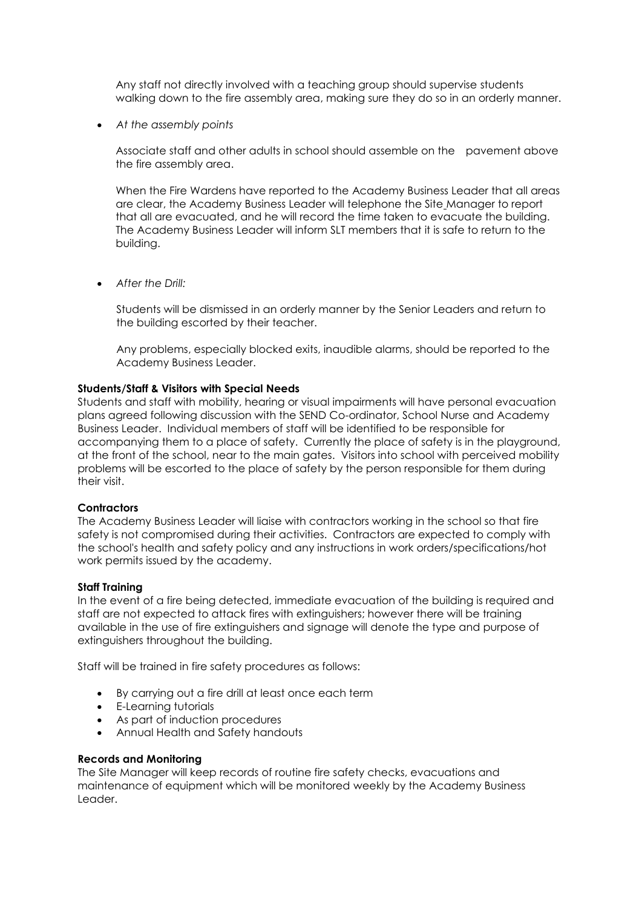Any staff not directly involved with a teaching group should supervise students walking down to the fire assembly area, making sure they do so in an orderly manner.

- *At the assembly points*

  Associate staff and other adults in school should assemble on the pavement above the fire assembly area.

  When the Fire Wardens have reported to the Academy Business Leader that all areas are clear, the Academy Business Leader will telephone the Site Manager to report that all are evacuated, and he will record the time taken to evacuate the building. The Academy Business Leader will inform SLT members that it is safe to return to the building.

- *After the Drill:*

  Students will be dismissed in an orderly manner by the Senior Leaders and return to the building escorted by their teacher.

  Any problems, especially blocked exits, inaudible alarms, should be reported to the Academy Business Leader.

**Students/Staff & Visitors with Special Needs**

Students and staff with mobility, hearing or visual impairments will have personal evacuation plans agreed following discussion with the SEND Co-ordinator, School Nurse and Academy Business Leader. Individual members of staff will be identified to be responsible for accompanying them to a place of safety. Currently the place of safety is in the playground, at the front of the school, near to the main gates. Visitors into school with perceived mobility problems will be escorted to the place of safety by the person responsible for them during their visit.

**Contractors**

The Academy Business Leader will liaise with contractors working in the school so that fire safety is not compromised during their activities. Contractors are expected to comply with the school's health and safety policy and any instructions in work orders/specifications/hot work permits issued by the academy.

**Staff Training**

In the event of a fire being detected, immediate evacuation of the building is required and staff are not expected to attack fires with extinguishers; however there will be training available in the use of fire extinguishers and signage will denote the type and purpose of extinguishers throughout the building.

Staff will be trained in fire safety procedures as follows:

- By carrying out a fire drill at least once each term
- E-Learning tutorials
- As part of induction procedures
- Annual Health and Safety handouts

**Records and Monitoring**

The Site Manager will keep records of routine fire safety checks, evacuations and maintenance of equipment which will be monitored weekly by the Academy Business Leader.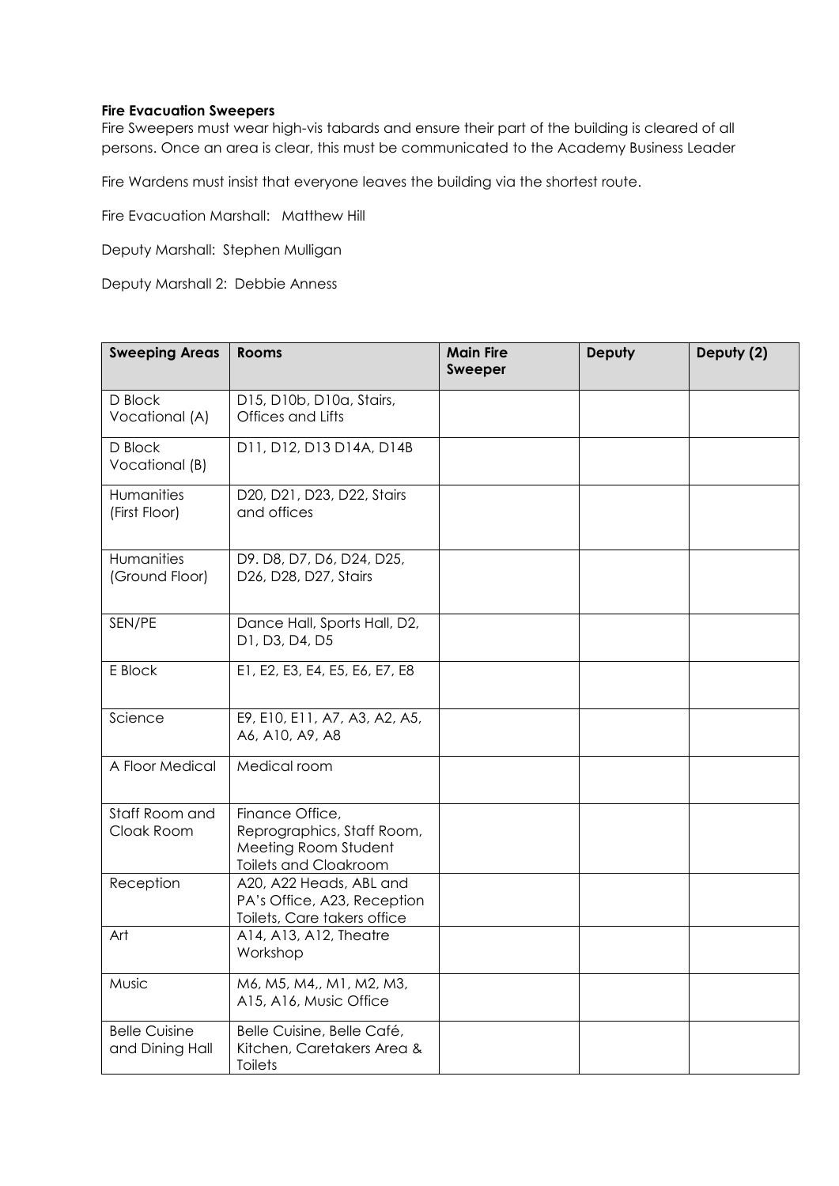**Fire Evacuation Sweepers**

Fire Sweepers must wear high-vis tabards and ensure their part of the building is cleared of all persons. Once an area is clear, this must be communicated to the Academy Business Leader

Fire Wardens must insist that everyone leaves the building via the shortest route.

Fire Evacuation Marshall: Matthew Hill

Deputy Marshall: Stephen Mulligan

Deputy Marshall 2: Debbie Anness

| Sweeping Areas | Rooms | Main Fire Sweeper | Deputy | Deputy (2) |
|---|---|---|---|---|
| D Block Vocational (A) | D15, D10b, D10a, Stairs, Offices and Lifts | | | |
| D Block Vocational (B) | D11, D12, D13 D14A, D14B | | | |
| Humanities (First Floor) | D20, D21, D23, D22, Stairs and offices | | | |
| Humanities (Ground Floor) | D9. D8, D7, D6, D24, D25, D26, D28, D27, Stairs | | | |
| SEN/PE | Dance Hall, Sports Hall, D2, D1, D3, D4, D5 | | | |
| E Block | E1, E2, E3, E4, E5, E6, E7, E8 | | | |
| Science | E9, E10, E11, A7, A3, A2, A5, A6, A10, A9, A8 | | | |
| A Floor Medical | Medical room | | | |
| Staff Room and Cloak Room | Finance Office, Reprographics, Staff Room, Meeting Room Student Toilets and Cloakroom | | | |
| Reception | A20, A22 Heads, ABL and PA's Office, A23, Reception Toilets, Care takers office | | | |
| Art | A14, A13, A12, Theatre Workshop | | | |
| Music | M6, M5, M4,, M1, M2, M3, A15, A16, Music Office | | | |
| Belle Cuisine and Dining Hall | Belle Cuisine, Belle Café, Kitchen, Caretakers Area & Toilets | | | |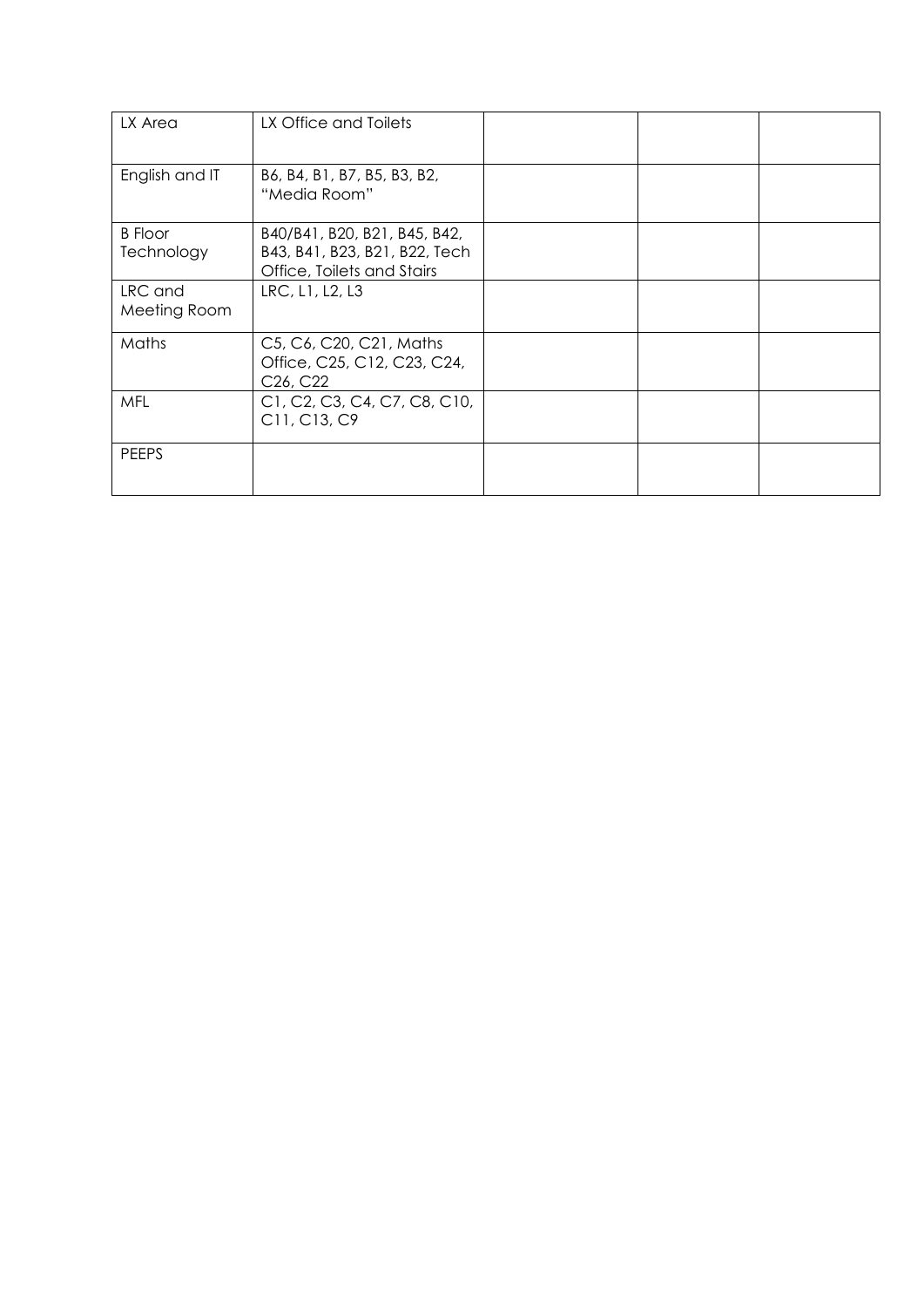| | | | | |
|---|---|---|---|---|
| LX Area | LX Office and Toilets | | | |
| English and IT | B6, B4, B1, B7, B5, B3, B2, "Media Room" | | | |
| B Floor Technology | B40/B41, B20, B21, B45, B42, B43, B41, B23, B21, B22, Tech Office, Toilets and Stairs | | | |
| LRC and Meeting Room | LRC, L1, L2, L3 | | | |
| Maths | C5, C6, C20, C21, Maths Office, C25, C12, C23, C24, C26, C22 | | | |
| MFL | C1, C2, C3, C4, C7, C8, C10, C11, C13, C9 | | | |
| PEEPS | | | | |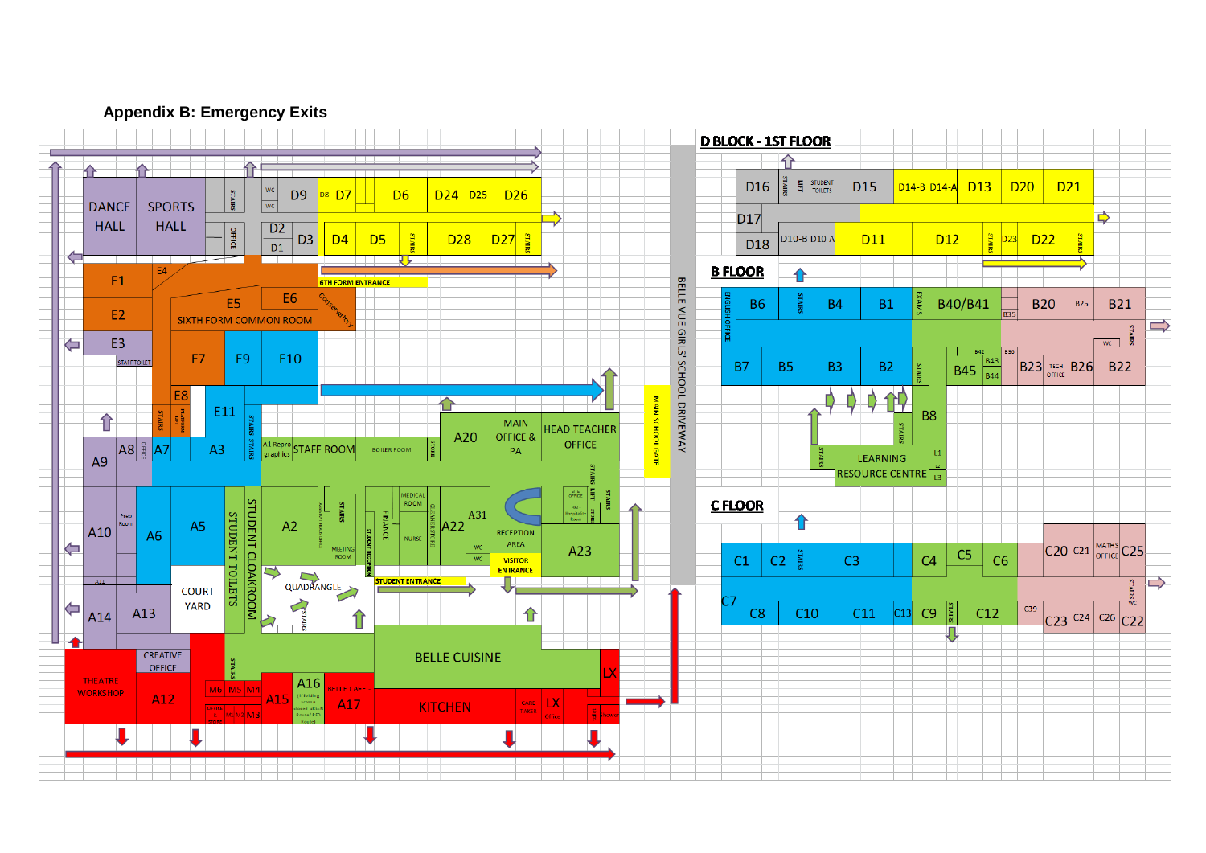## Appendix B: Emergency Exits

**D BLOCK - 1ST FLOOR**

D16, STAIRS, LIFT, STUDENT TOILETS, D15, D14-B, D14-A, D13, D20, D21

D17

D18, D10-B, D10-A, D11, D12, STAIRS, D23, D22, STAIRS

**B FLOOR**

ENGLISH OFFICE, B6, STAIRS, B4, B1, EXAMS, B40/B41, B35, B20, B25, B21, WC, STAIRS

B7, B5, B3, B2, STAIRS, B42, B43, B44, B45, B36, B23, TECH OFFICE, B26, B22

B8, STAIRS, STAIRS, LEARNING RESOURCE CENTRE, L1, L2, L3

**C FLOOR**

C1, C2, STAIRS, C3, C4, C5, C6, C20, C21, MATHS OFFICE, C25, STAIRS, WC

C7, C8, C10, C11, C13, C9, STAIRS, C12, C39, C23, C24, C26, C22

**Ground floor**

DANCE HALL, SPORTS HALL, STAIRS, OFFICE, WC, WC, D9, D8, D7, D6, D24, D25, D26, D2, D1, D3, D4, D5, STAIRS, D28, D27, STAIRS

E1, E4, 6TH FORM ENTRANCE, E2, E5, E6, SIXTH FORM COMMON ROOM, Conservatory, E3, STAFF TOILET, E7, E9, E10, E8, STAIRS, PLATFORM LIFT, E11, STAIRS

A9, A8, OFFICE, A7, A3, STAIRS, STAIRS, A1 Reprographics, STAFF ROOM, BOILER ROOM, STORE, A20, MAIN OFFICE & PA, HEAD TEACHER OFFICE, STAIRS, LIFT, STAIRS, SITE OFFICE, A32 - Hospitality Room, STORE

A10, Prep Room, A6, A5, STUDENT TOILETS, STUDENT CLOAKROOM, A2, ASSISTANT HEADS OFFICE, STAIRS, MEETING ROOM, STUDENT RECEPTION, FINANCE, MEDICAL ROOM, NURSE, CLEANERS STORE, A22, A31, WC, WC, RECEPTION AREA, VISITOR ENTRANCE, A23

A31, A14, A13, COURT YARD, QUADRANGLE, STAIRS, STUDENT ENTRANCE

THEATRE WORKSHOP, CREATIVE OFFICE, A12, STAIRS, M6, M5, M4, M1, M2, M3, OFFICE & STORE, A15, A16 (Building across ground GREEN Route/RED Route), BELLE CAFE, A17, BELLE CUISINE, KITCHEN, CARE TAKER, LX Office, LX, Shower

MAIN SCHOOL GATE

BELLE VUE GIRLS' SCHOOL DRIVEWAY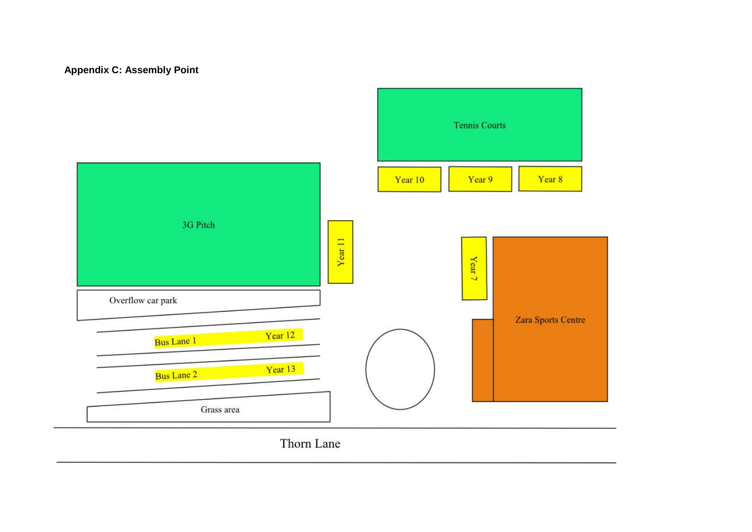**Appendix C: Assembly Point**

Tennis Courts

Year 10

Year 9

Year 8

3G Pitch

Year 11

Year 7

Overflow car park

Zara Sports Centre

Bus Lane 1 Year 12

Bus Lane 2 Year 13

Grass area

Thorn Lane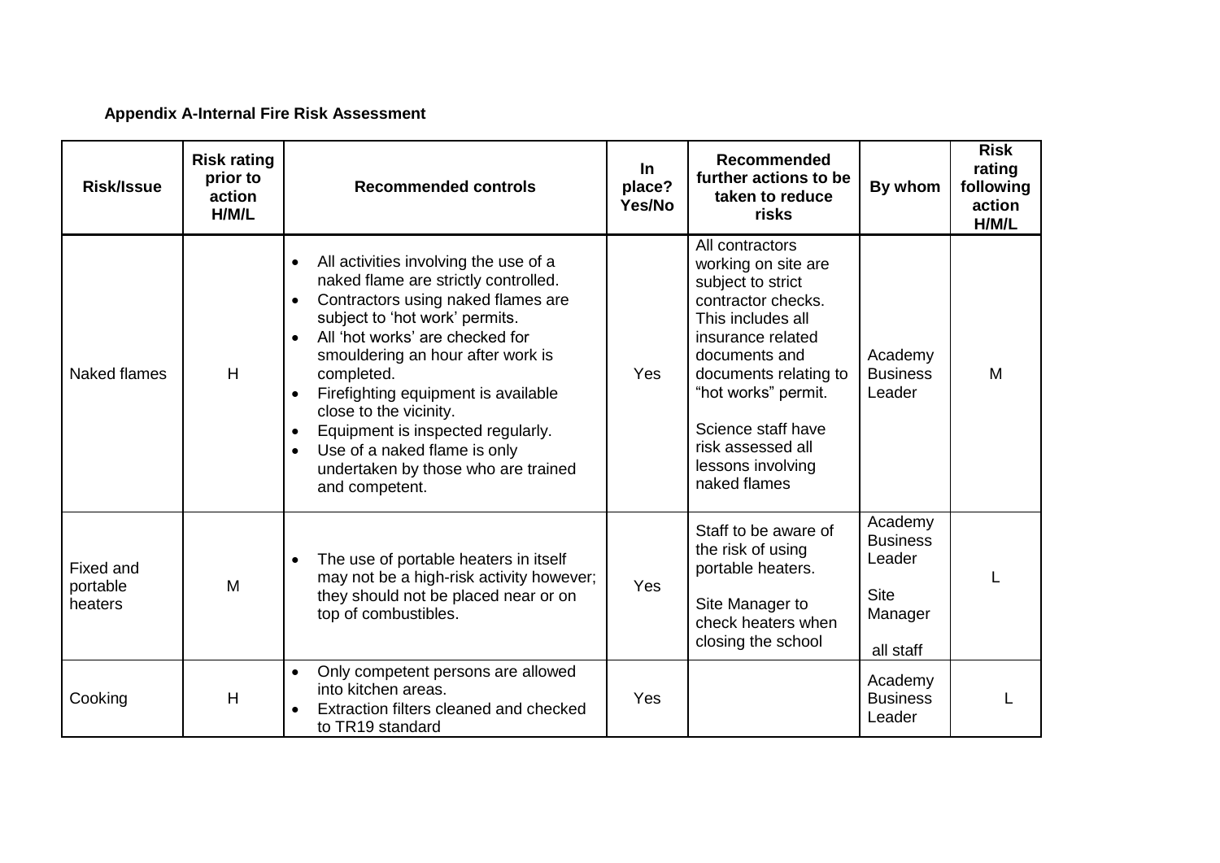**Appendix A-Internal Fire Risk Assessment**

| Risk/Issue | Risk rating prior to action H/M/L | Recommended controls | In place? Yes/No | Recommended further actions to be taken to reduce risks | By whom | Risk rating following action H/M/L |
|---|---|---|---|---|---|---|
| Naked flames | H | • All activities involving the use of a naked flame are strictly controlled.<br>• Contractors using naked flames are subject to 'hot work' permits.<br>• All 'hot works' are checked for smouldering an hour after work is completed.<br>• Firefighting equipment is available close to the vicinity.<br>• Equipment is inspected regularly.<br>• Use of a naked flame is only undertaken by those who are trained and competent. | Yes | All contractors working on site are subject to strict contractor checks. This includes all insurance related documents and documents relating to "hot works" permit.<br><br>Science staff have risk assessed all lessons involving naked flames | Academy Business Leader | M |
| Fixed and portable heaters | M | • The use of portable heaters in itself may not be a high-risk activity however; they should not be placed near or on top of combustibles. | Yes | Staff to be aware of the risk of using portable heaters.<br><br>Site Manager to check heaters when closing the school | Academy Business Leader<br><br>Site Manager<br><br>all staff | L |
| Cooking | H | • Only competent persons are allowed into kitchen areas.<br>• Extraction filters cleaned and checked to TR19 standard | Yes | | Academy Business Leader | L |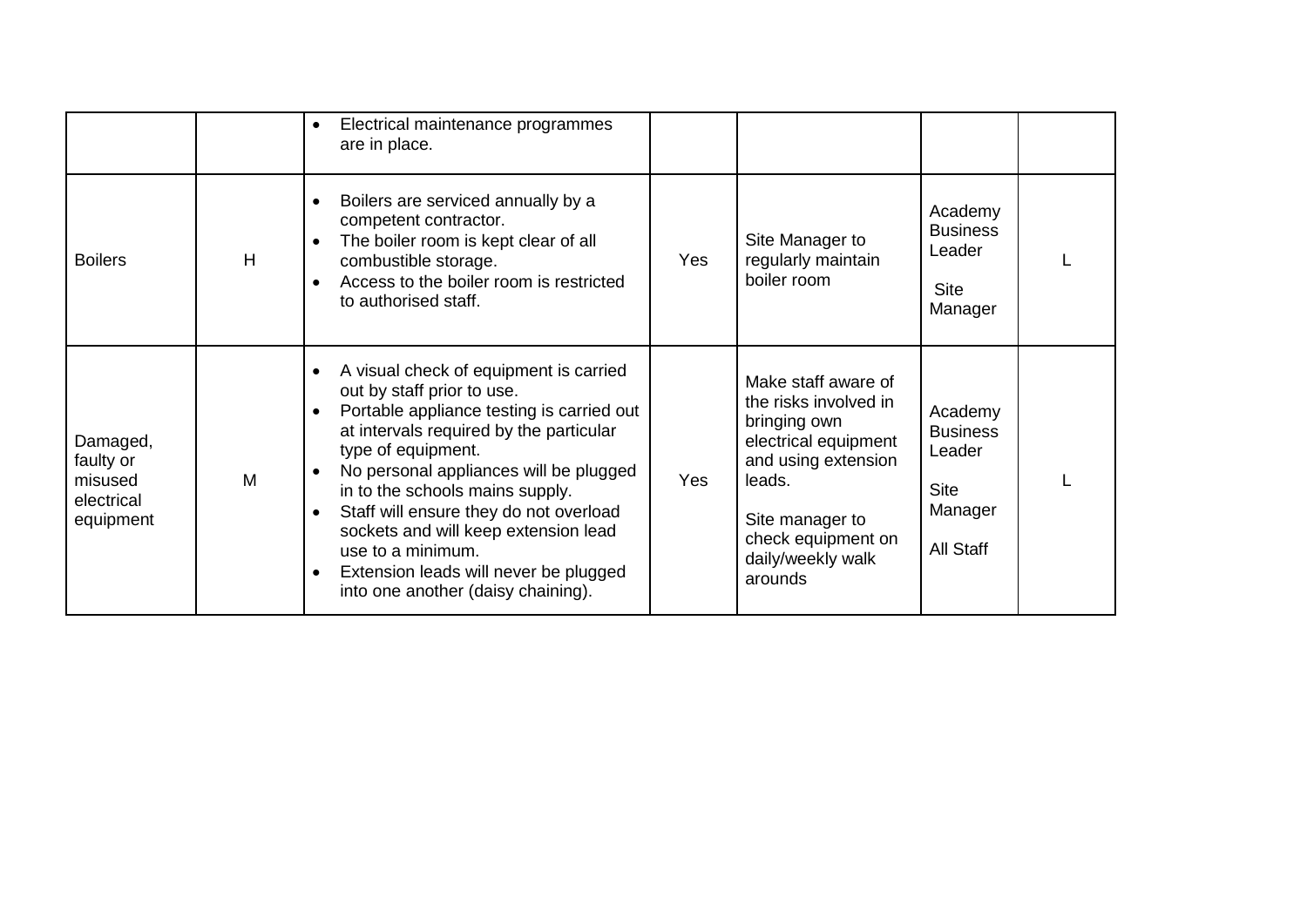| | | | | | | |
|---|---|---|---|---|---|---|
| | | • Electrical maintenance programmes are in place. | | | | |
| Boilers | H | • Boilers are serviced annually by a competent contractor.<br>• The boiler room is kept clear of all combustible storage.<br>• Access to the boiler room is restricted to authorised staff. | Yes | Site Manager to regularly maintain boiler room | Academy Business Leader<br><br>Site Manager | L |
| Damaged, faulty or misused electrical equipment | M | • A visual check of equipment is carried out by staff prior to use.<br>• Portable appliance testing is carried out at intervals required by the particular type of equipment.<br>• No personal appliances will be plugged in to the schools mains supply.<br>• Staff will ensure they do not overload sockets and will keep extension lead use to a minimum.<br>• Extension leads will never be plugged into one another (daisy chaining). | Yes | Make staff aware of the risks involved in bringing own electrical equipment and using extension leads.<br><br>Site manager to check equipment on daily/weekly walk arounds | Academy Business Leader<br><br>Site Manager<br><br>All Staff | L |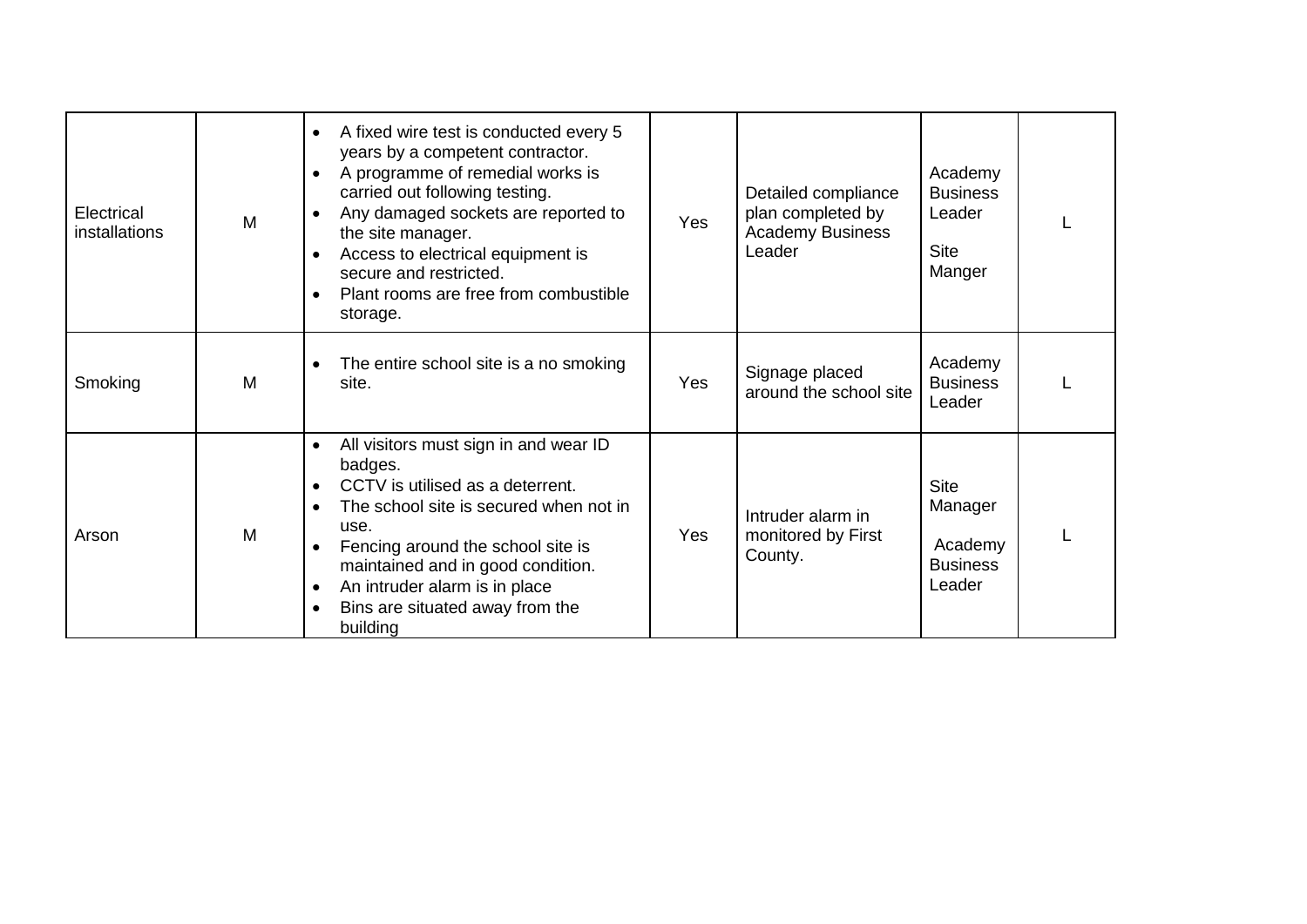| | | | | | | |
|---|---|---|---|---|---|---|
| Electrical installations | M | • A fixed wire test is conducted every 5 years by a competent contractor.<br>• A programme of remedial works is carried out following testing.<br>• Any damaged sockets are reported to the site manager.<br>• Access to electrical equipment is secure and restricted.<br>• Plant rooms are free from combustible storage. | Yes | Detailed compliance plan completed by Academy Business Leader | Academy Business Leader<br><br>Site Manger | L |
| Smoking | M | • The entire school site is a no smoking site. | Yes | Signage placed around the school site | Academy Business Leader | L |
| Arson | M | • All visitors must sign in and wear ID badges.<br>• CCTV is utilised as a deterrent.<br>• The school site is secured when not in use.<br>• Fencing around the school site is maintained and in good condition.<br>• An intruder alarm is in place<br>• Bins are situated away from the building | Yes | Intruder alarm in monitored by First County. | Site Manager<br><br>Academy Business Leader | L |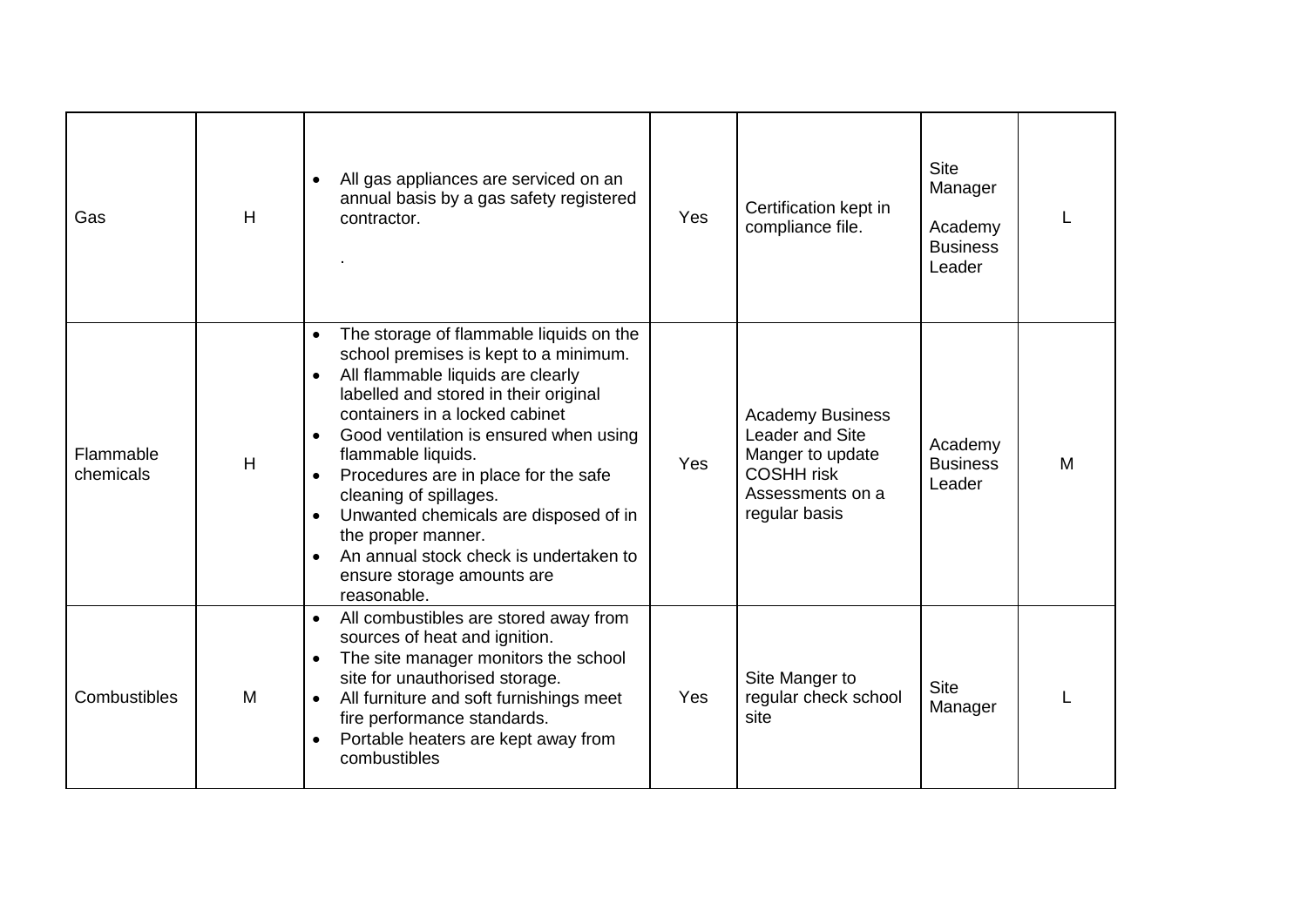| | | | | | | |
|---|---|---|---|---|---|---|
| Gas | H | • All gas appliances are serviced on an annual basis by a gas safety registered contractor.<br><br>. | Yes | Certification kept in compliance file. | Site Manager<br><br>Academy Business Leader | L |
| Flammable chemicals | H | • The storage of flammable liquids on the school premises is kept to a minimum.<br>• All flammable liquids are clearly labelled and stored in their original containers in a locked cabinet<br>• Good ventilation is ensured when using flammable liquids.<br>• Procedures are in place for the safe cleaning of spillages.<br>• Unwanted chemicals are disposed of in the proper manner.<br>• An annual stock check is undertaken to ensure storage amounts are reasonable. | Yes | Academy Business Leader and Site Manger to update COSHH risk Assessments on a regular basis | Academy Business Leader | M |
| Combustibles | M | • All combustibles are stored away from sources of heat and ignition.<br>• The site manager monitors the school site for unauthorised storage.<br>• All furniture and soft furnishings meet fire performance standards.<br>• Portable heaters are kept away from combustibles | Yes | Site Manger to regular check school site | Site Manager | L |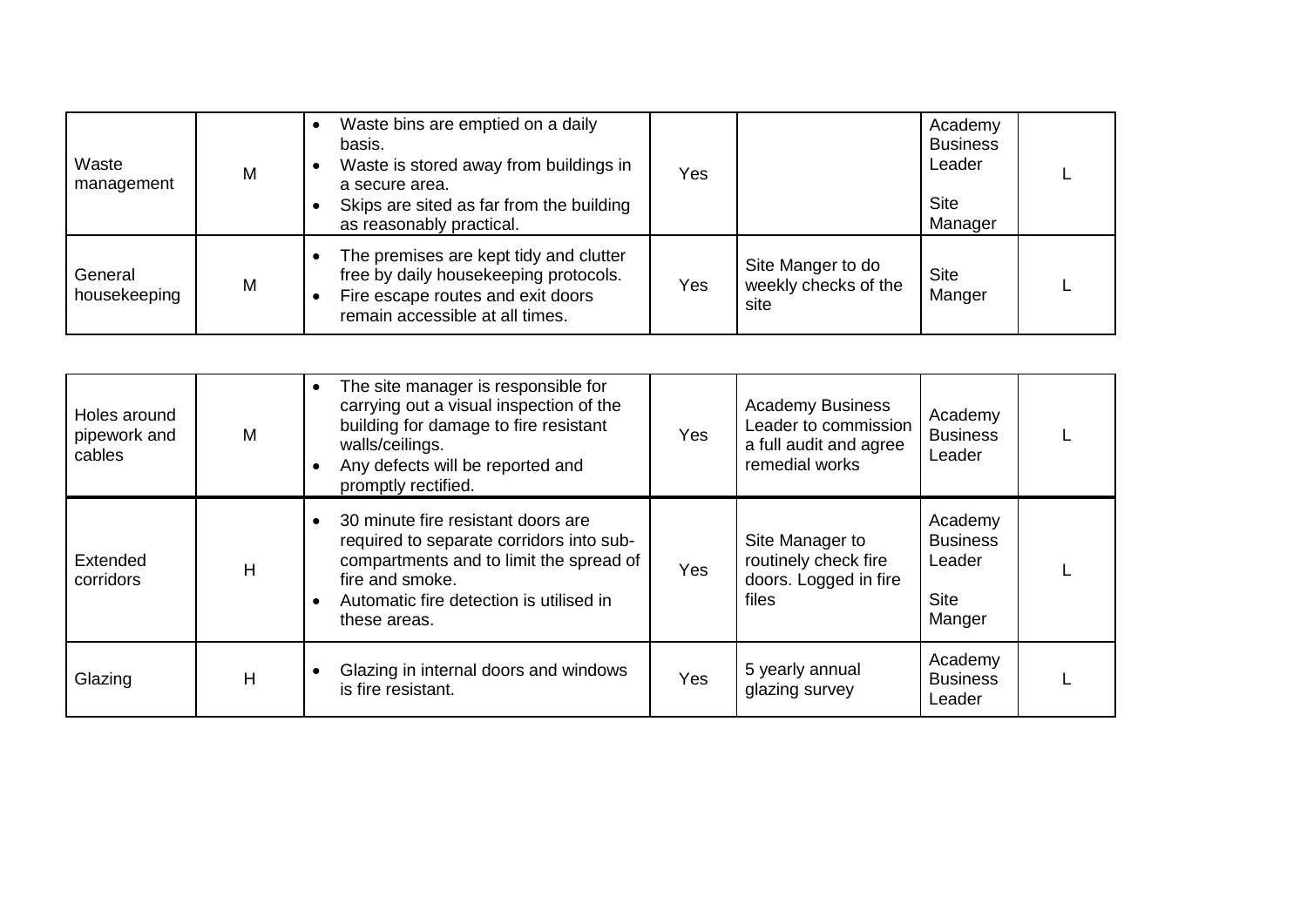| | | | | | | |
|---|---|---|---|---|---|---|
| Waste management | M | • Waste bins are emptied on a daily basis.<br>• Waste is stored away from buildings in a secure area.<br>• Skips are sited as far from the building as reasonably practical. | Yes | | Academy Business Leader<br><br>Site Manager | L |
| General housekeeping | M | • The premises are kept tidy and clutter free by daily housekeeping protocols.<br>• Fire escape routes and exit doors remain accessible at all times. | Yes | Site Manger to do weekly checks of the site | Site Manger | L |

| | | | | | | |
|---|---|---|---|---|---|---|
| Holes around pipework and cables | M | • The site manager is responsible for carrying out a visual inspection of the building for damage to fire resistant walls/ceilings.<br>• Any defects will be reported and promptly rectified. | Yes | Academy Business Leader to commission a full audit and agree remedial works | Academy Business Leader | L |
| Extended corridors | H | • 30 minute fire resistant doors are required to separate corridors into sub-compartments and to limit the spread of fire and smoke.<br>• Automatic fire detection is utilised in these areas. | Yes | Site Manager to routinely check fire doors. Logged in fire files | Academy Business Leader<br><br>Site Manger | L |
| Glazing | H | • Glazing in internal doors and windows is fire resistant. | Yes | 5 yearly annual glazing survey | Academy Business Leader | L |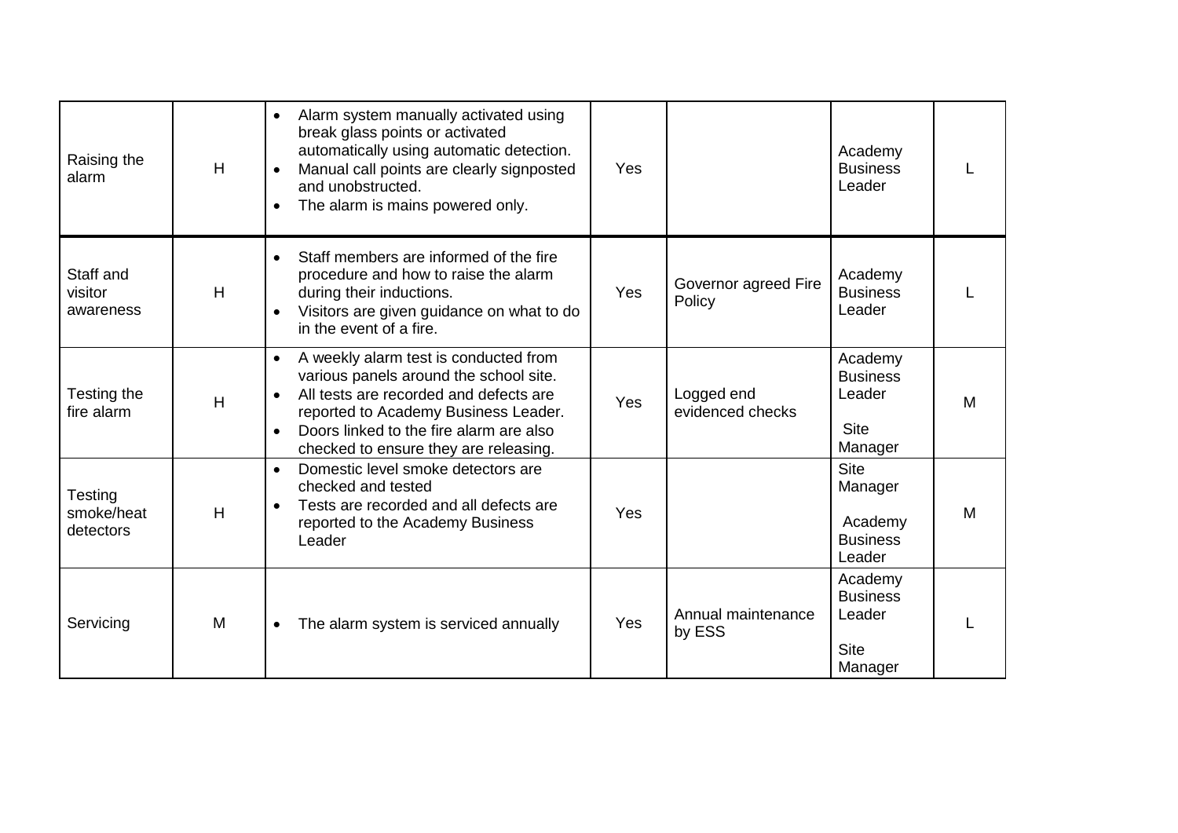| | | | | | | |
|---|---|---|---|---|---|---|
| Raising the alarm | H | • Alarm system manually activated using break glass points or activated automatically using automatic detection.<br>• Manual call points are clearly signposted and unobstructed.<br>• The alarm is mains powered only. | Yes | | Academy Business Leader | L |
| Staff and visitor awareness | H | • Staff members are informed of the fire procedure and how to raise the alarm during their inductions.<br>• Visitors are given guidance on what to do in the event of a fire. | Yes | Governor agreed Fire Policy | Academy Business Leader | L |
| Testing the fire alarm | H | • A weekly alarm test is conducted from various panels around the school site.<br>• All tests are recorded and defects are reported to Academy Business Leader.<br>• Doors linked to the fire alarm are also checked to ensure they are releasing. | Yes | Logged end evidenced checks | Academy Business Leader<br><br>Site Manager | M |
| Testing smoke/heat detectors | H | • Domestic level smoke detectors are checked and tested<br>• Tests are recorded and all defects are reported to the Academy Business Leader | Yes | | Site Manager<br><br>Academy Business Leader | M |
| Servicing | M | • The alarm system is serviced annually | Yes | Annual maintenance by ESS | Academy Business Leader<br><br>Site Manager | L |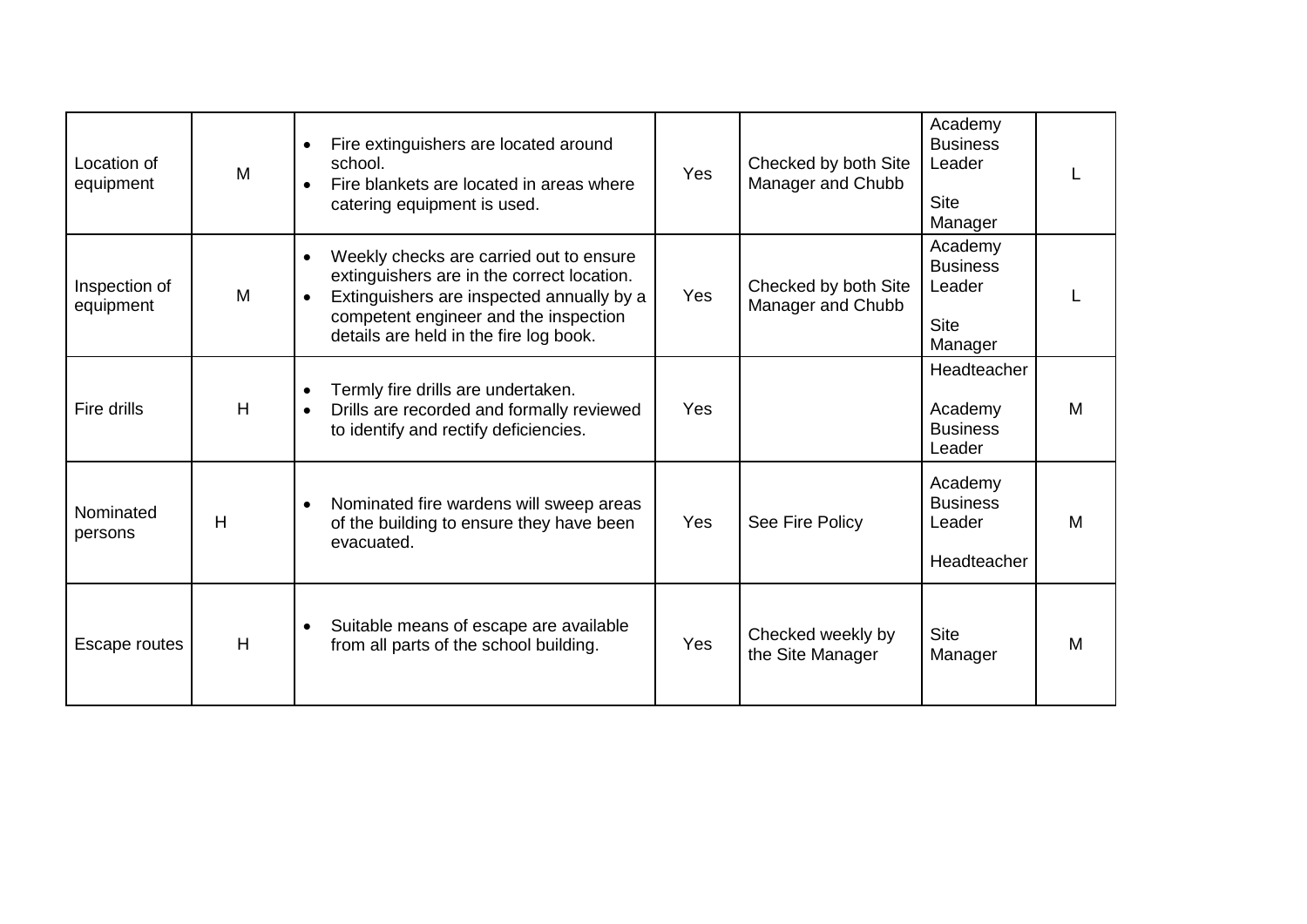| | | | | | | |
|---|---|---|---|---|---|---|
| Location of equipment | M | • Fire extinguishers are located around school.<br>• Fire blankets are located in areas where catering equipment is used. | Yes | Checked by both Site Manager and Chubb | Academy Business Leader<br><br>Site Manager | L |
| Inspection of equipment | M | • Weekly checks are carried out to ensure extinguishers are in the correct location.<br>• Extinguishers are inspected annually by a competent engineer and the inspection details are held in the fire log book. | Yes | Checked by both Site Manager and Chubb | Academy Business Leader<br><br>Site Manager | L |
| Fire drills | H | • Termly fire drills are undertaken.<br>• Drills are recorded and formally reviewed to identify and rectify deficiencies. | Yes | | Headteacher<br><br>Academy Business Leader | M |
| Nominated persons | H | • Nominated fire wardens will sweep areas of the building to ensure they have been evacuated. | Yes | See Fire Policy | Academy Business Leader<br><br>Headteacher | M |
| Escape routes | H | • Suitable means of escape are available from all parts of the school building. | Yes | Checked weekly by the Site Manager | Site Manager | M |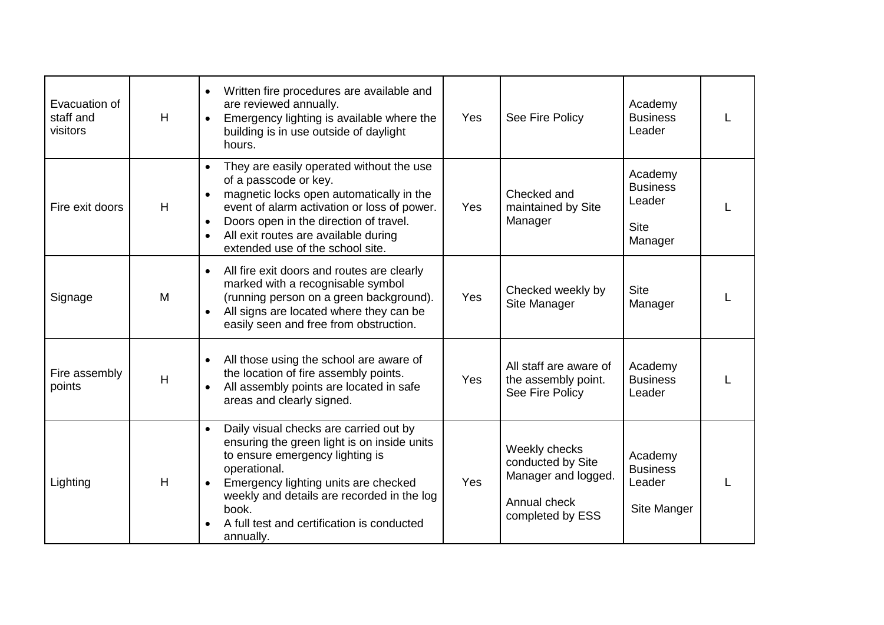| Evacuation of staff and visitors | H | • Written fire procedures are available and are reviewed annually.<br>• Emergency lighting is available where the building is in use outside of daylight hours. | Yes | See Fire Policy | Academy Business Leader | L |
|---|---|---|---|---|---|---|
| Fire exit doors | H | • They are easily operated without the use of a passcode or key.<br>• magnetic locks open automatically in the event of alarm activation or loss of power.<br>• Doors open in the direction of travel.<br>• All exit routes are available during extended use of the school site. | Yes | Checked and maintained by Site Manager | Academy Business Leader<br><br>Site Manager | L |
| Signage | M | • All fire exit doors and routes are clearly marked with a recognisable symbol (running person on a green background).<br>• All signs are located where they can be easily seen and free from obstruction. | Yes | Checked weekly by Site Manager | Site Manager | L |
| Fire assembly points | H | • All those using the school are aware of the location of fire assembly points.<br>• All assembly points are located in safe areas and clearly signed. | Yes | All staff are aware of the assembly point. See Fire Policy | Academy Business Leader | L |
| Lighting | H | • Daily visual checks are carried out by ensuring the green light is on inside units to ensure emergency lighting is operational.<br>• Emergency lighting units are checked weekly and details are recorded in the log book.<br>• A full test and certification is conducted annually. | Yes | Weekly checks conducted by Site Manager and logged.<br><br>Annual check completed by ESS | Academy Business Leader<br><br>Site Manger | L |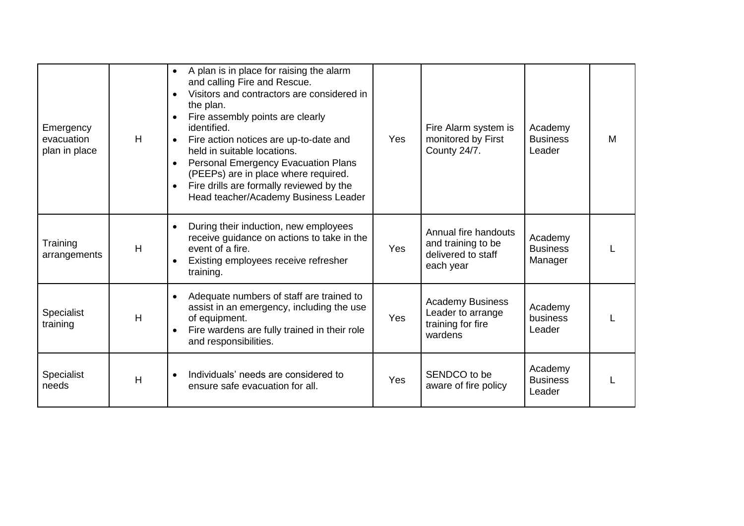| | | | | | | |
|---|---|---|---|---|---|---|
| Emergency evacuation plan in place | H | • A plan is in place for raising the alarm and calling Fire and Rescue.<br>• Visitors and contractors are considered in the plan.<br>• Fire assembly points are clearly identified.<br>• Fire action notices are up-to-date and held in suitable locations.<br>• Personal Emergency Evacuation Plans (PEEPs) are in place where required.<br>• Fire drills are formally reviewed by the Head teacher/Academy Business Leader | Yes | Fire Alarm system is monitored by First County 24/7. | Academy Business Leader | M |
| Training arrangements | H | • During their induction, new employees receive guidance on actions to take in the event of a fire.<br>• Existing employees receive refresher training. | Yes | Annual fire handouts and training to be delivered to staff each year | Academy Business Manager | L |
| Specialist training | H | • Adequate numbers of staff are trained to assist in an emergency, including the use of equipment.<br>• Fire wardens are fully trained in their role and responsibilities. | Yes | Academy Business Leader to arrange training for fire wardens | Academy business Leader | L |
| Specialist needs | H | • Individuals' needs are considered to ensure safe evacuation for all. | Yes | SENDCO to be aware of fire policy | Academy Business Leader | L |